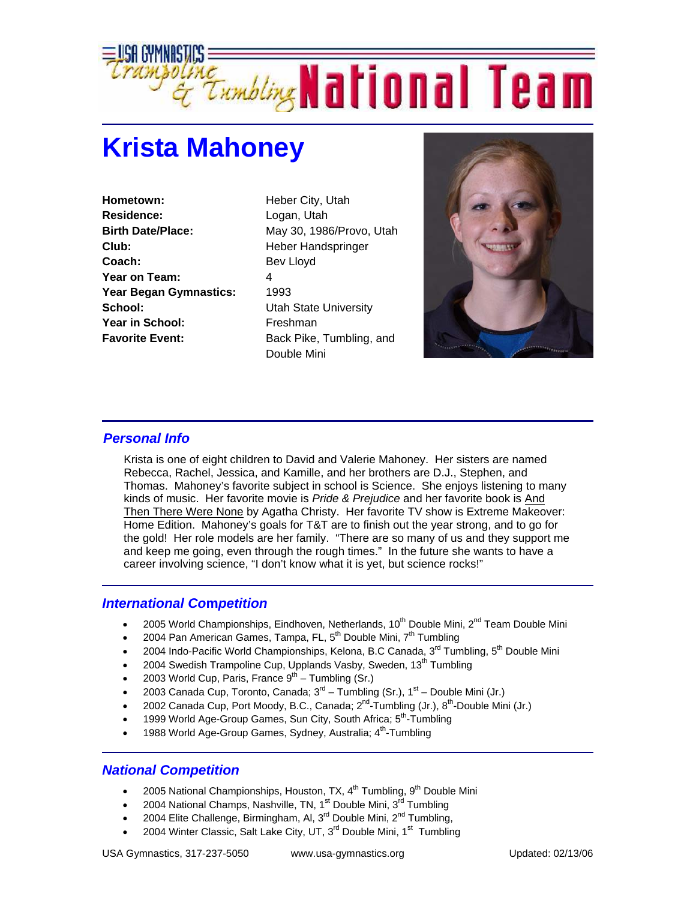# USA Gymnastics Trampoline & Tumbling National Team

## Krista Mahoney

| | |
|---|---|
| **Hometown:** | Heber City, Utah |
| **Residence:** | Logan, Utah |
| **Birth Date/Place:** | May 30, 1986/Provo, Utah |
| **Club:** | Heber Handspringer |
| **Coach:** | Bev Lloyd |
| **Year on Team:** | 4 |
| **Year Began Gymnastics:** | 1993 |
| **School:** | Utah State University |
| **Year in School:** | Freshman |
| **Favorite Event:** | Back Pike, Tumbling, and Double Mini |

### *Personal Info*

Krista is one of eight children to David and Valerie Mahoney. Her sisters are named Rebecca, Rachel, Jessica, and Kamille, and her brothers are D.J., Stephen, and Thomas. Mahoney's favorite subject in school is Science. She enjoys listening to many kinds of music. Her favorite movie is *Pride & Prejudice* and her favorite book is And Then There Were None by Agatha Christy. Her favorite TV show is Extreme Makeover: Home Edition. Mahoney's goals for T&T are to finish out the year strong, and to go for the gold! Her role models are her family. "There are so many of us and they support me and keep me going, even through the rough times." In the future she wants to have a career involving science, "I don't know what it is yet, but science rocks!"

### *International Competition*

- 2005 World Championships, Eindhoven, Netherlands, 10th Double Mini, 2nd Team Double Mini
- 2004 Pan American Games, Tampa, FL, 5th Double Mini, 7th Tumbling
- 2004 Indo-Pacific World Championships, Kelona, B.C Canada, 3rd Tumbling, 5th Double Mini
- 2004 Swedish Trampoline Cup, Upplands Vasby, Sweden, 13th Tumbling
- 2003 World Cup, Paris, France 9th – Tumbling (Sr.)
- 2003 Canada Cup, Toronto, Canada; 3rd – Tumbling (Sr.), 1st – Double Mini (Jr.)
- 2002 Canada Cup, Port Moody, B.C., Canada; 2nd-Tumbling (Jr.), 8th-Double Mini (Jr.)
- 1999 World Age-Group Games, Sun City, South Africa; 5th-Tumbling
- 1988 World Age-Group Games, Sydney, Australia; 4th-Tumbling

### *National Competition*

- 2005 National Championships, Houston, TX, 4th Tumbling, 9th Double Mini
- 2004 National Champs, Nashville, TN, 1st Double Mini, 3rd Tumbling
- 2004 Elite Challenge, Birmingham, Al, 3rd Double Mini, 2nd Tumbling,
- 2004 Winter Classic, Salt Lake City, UT, 3rd Double Mini, 1st Tumbling

USA Gymnastics, 317-237-5050 www.usa-gymnastics.org Updated: 02/13/06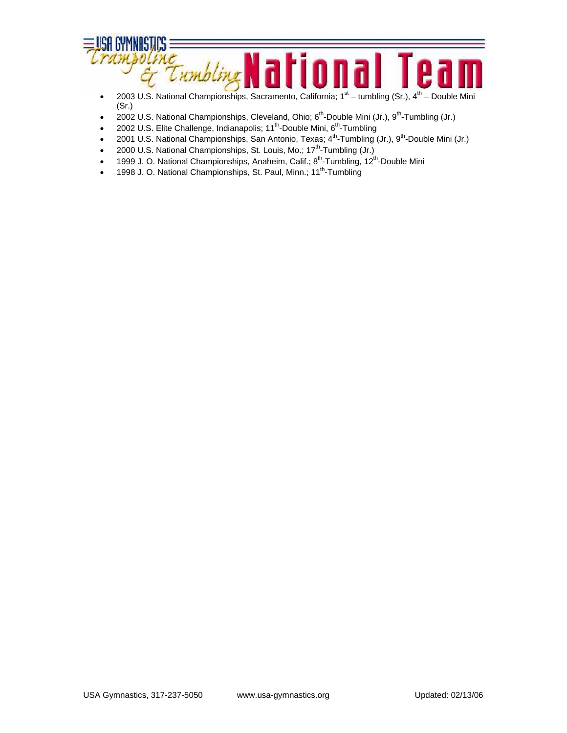- 2003 U.S. National Championships, Sacramento, California; 1st – tumbling (Sr.), 4th – Double Mini (Sr.)
- 2002 U.S. National Championships, Cleveland, Ohio; 6th-Double Mini (Jr.), 9th-Tumbling (Jr.)
- 2002 U.S. Elite Challenge, Indianapolis; 11th-Double Mini, 6th-Tumbling
- 2001 U.S. National Championships, San Antonio, Texas; 4th-Tumbling (Jr.), 9th-Double Mini (Jr.)
- 2000 U.S. National Championships, St. Louis, Mo.; 17th-Tumbling (Jr.)
- 1999 J. O. National Championships, Anaheim, Calif.; 8th-Tumbling, 12th-Double Mini
- 1998 J. O. National Championships, St. Paul, Minn.; 11th-Tumbling